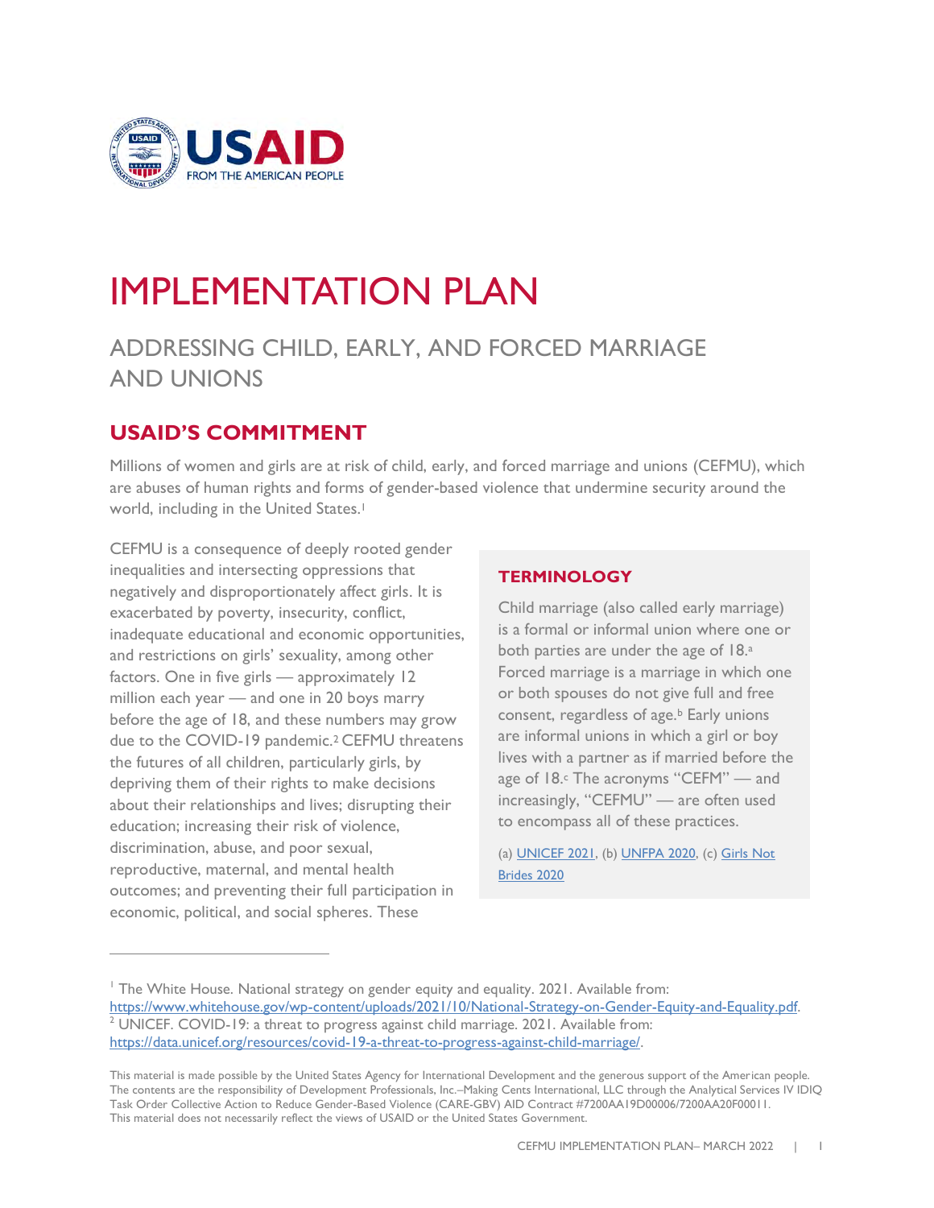# IMPLEMENTATION PLAN

## ADDRESSING CHILD, EARLY, AND FORCED MARRIAGE AND UNIONS

## USAID'S COMMITMENT

Millions of women and girls are at risk of child, early, and forced marriage and unions (CEFMU), which are abuses of human rights and forms of gender-based violence that undermine security around the world, including in the United States.[1]

CEFMU is a consequence of deeply rooted gender inequalities and intersecting oppressions that negatively and disproportionately affect girls. It is exacerbated by poverty, insecurity, conflict, inadequate educational and economic opportunities, and restrictions on girls' sexuality, among other factors. One in five girls — approximately 12 million each year — and one in 20 boys marry before the age of 18, and these numbers may grow due to the COVID-19 pandemic.[2] CEFMU threatens the futures of all children, particularly girls, by depriving them of their rights to make decisions about their relationships and lives; disrupting their education; increasing their risk of violence, discrimination, abuse, and poor sexual, reproductive, maternal, and mental health outcomes; and preventing their full participation in economic, political, and social spheres. These

### TERMINOLOGY

Child marriage (also called early marriage) is a formal or informal union where one or both parties are under the age of 18.[a] Forced marriage is a marriage in which one or both spouses do not give full and free consent, regardless of age.[b] Early unions are informal unions in which a girl or boy lives with a partner as if married before the age of 18.[c] The acronyms "CEFM" — and increasingly, "CEFMU" — are often used to encompass all of these practices.

(a) UNICEF 2021, (b) UNFPA 2020, (c) Girls Not Brides 2020

---

[1] The White House. National strategy on gender equity and equality. 2021. Available from: https://www.whitehouse.gov/wp-content/uploads/2021/10/National-Strategy-on-Gender-Equity-and-Equality.pdf.

[2] UNICEF. COVID-19: a threat to progress against child marriage. 2021. Available from: https://data.unicef.org/resources/covid-19-a-threat-to-progress-against-child-marriage/.

This material is made possible by the United States Agency for International Development and the generous support of the American people. The contents are the responsibility of Development Professionals, Inc.–Making Cents International, LLC through the Analytical Services IV IDIQ Task Order Collective Action to Reduce Gender-Based Violence (CARE-GBV) AID Contract #7200AA19D00006/7200AA20F00011. This material does not necessarily reflect the views of USAID or the United States Government.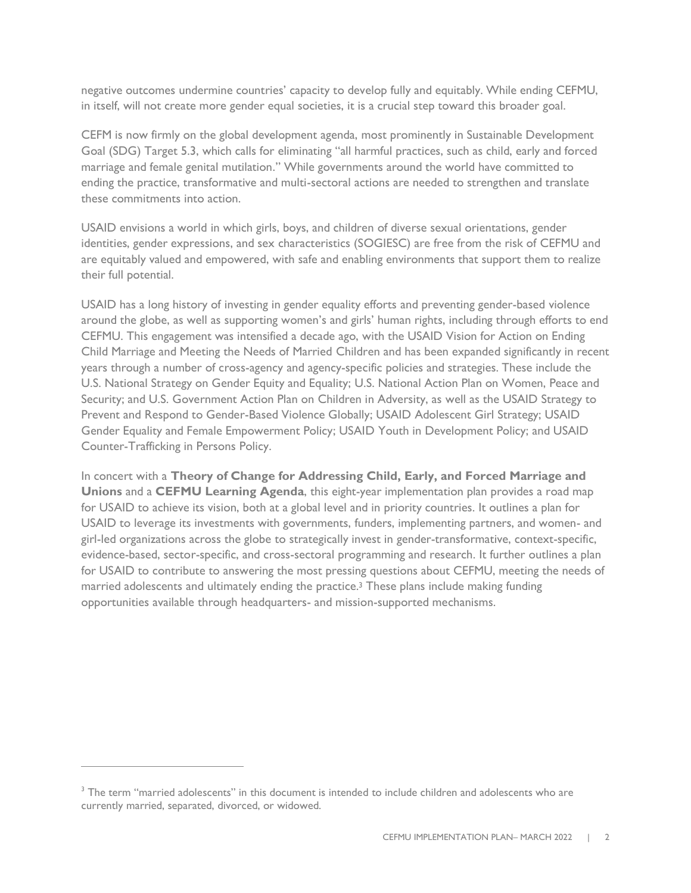negative outcomes undermine countries' capacity to develop fully and equitably. While ending CEFMU, in itself, will not create more gender equal societies, it is a crucial step toward this broader goal.

CEFM is now firmly on the global development agenda, most prominently in Sustainable Development Goal (SDG) Target 5.3, which calls for eliminating "all harmful practices, such as child, early and forced marriage and female genital mutilation." While governments around the world have committed to ending the practice, transformative and multi-sectoral actions are needed to strengthen and translate these commitments into action.

USAID envisions a world in which girls, boys, and children of diverse sexual orientations, gender identities, gender expressions, and sex characteristics (SOGIESC) are free from the risk of CEFMU and are equitably valued and empowered, with safe and enabling environments that support them to realize their full potential.

USAID has a long history of investing in gender equality efforts and preventing gender-based violence around the globe, as well as supporting women's and girls' human rights, including through efforts to end CEFMU. This engagement was intensified a decade ago, with the USAID Vision for Action on Ending Child Marriage and Meeting the Needs of Married Children and has been expanded significantly in recent years through a number of cross-agency and agency-specific policies and strategies. These include the U.S. National Strategy on Gender Equity and Equality; U.S. National Action Plan on Women, Peace and Security; and U.S. Government Action Plan on Children in Adversity, as well as the USAID Strategy to Prevent and Respond to Gender-Based Violence Globally; USAID Adolescent Girl Strategy; USAID Gender Equality and Female Empowerment Policy; USAID Youth in Development Policy; and USAID Counter-Trafficking in Persons Policy.

In concert with a **Theory of Change for Addressing Child, Early, and Forced Marriage and Unions** and a **CEFMU Learning Agenda**, this eight-year implementation plan provides a road map for USAID to achieve its vision, both at a global level and in priority countries. It outlines a plan for USAID to leverage its investments with governments, funders, implementing partners, and women- and girl-led organizations across the globe to strategically invest in gender-transformative, context-specific, evidence-based, sector-specific, and cross-sectoral programming and research. It further outlines a plan for USAID to contribute to answering the most pressing questions about CEFMU, meeting the needs of married adolescents and ultimately ending the practice.[3] These plans include making funding opportunities available through headquarters- and mission-supported mechanisms.

[3] The term "married adolescents" in this document is intended to include children and adolescents who are currently married, separated, divorced, or widowed.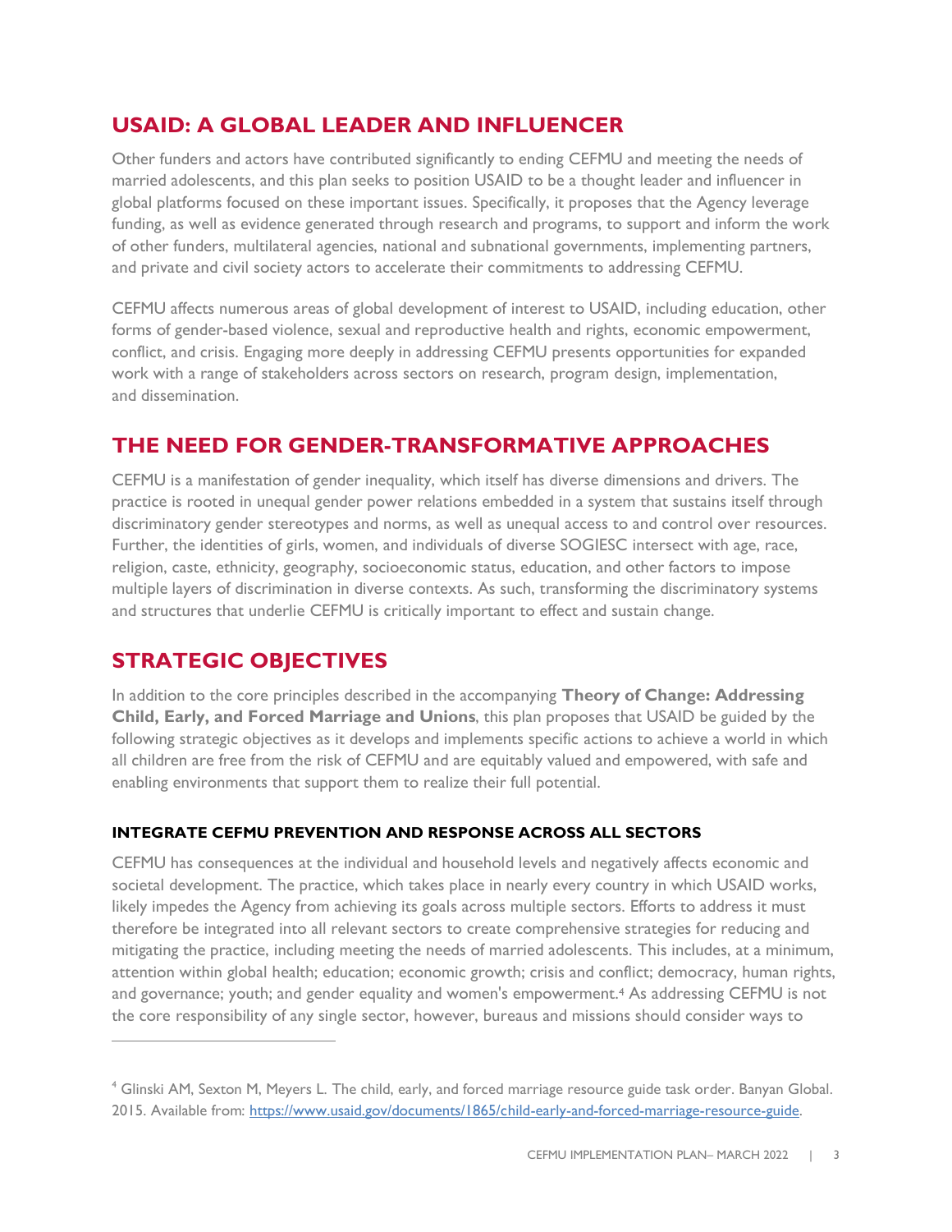## USAID: A GLOBAL LEADER AND INFLUENCER

Other funders and actors have contributed significantly to ending CEFMU and meeting the needs of married adolescents, and this plan seeks to position USAID to be a thought leader and influencer in global platforms focused on these important issues. Specifically, it proposes that the Agency leverage funding, as well as evidence generated through research and programs, to support and inform the work of other funders, multilateral agencies, national and subnational governments, implementing partners, and private and civil society actors to accelerate their commitments to addressing CEFMU.

CEFMU affects numerous areas of global development of interest to USAID, including education, other forms of gender-based violence, sexual and reproductive health and rights, economic empowerment, conflict, and crisis. Engaging more deeply in addressing CEFMU presents opportunities for expanded work with a range of stakeholders across sectors on research, program design, implementation, and dissemination.

## THE NEED FOR GENDER-TRANSFORMATIVE APPROACHES

CEFMU is a manifestation of gender inequality, which itself has diverse dimensions and drivers. The practice is rooted in unequal gender power relations embedded in a system that sustains itself through discriminatory gender stereotypes and norms, as well as unequal access to and control over resources. Further, the identities of girls, women, and individuals of diverse SOGIESC intersect with age, race, religion, caste, ethnicity, geography, socioeconomic status, education, and other factors to impose multiple layers of discrimination in diverse contexts. As such, transforming the discriminatory systems and structures that underlie CEFMU is critically important to effect and sustain change.

## STRATEGIC OBJECTIVES

In addition to the core principles described in the accompanying **Theory of Change: Addressing Child, Early, and Forced Marriage and Unions**, this plan proposes that USAID be guided by the following strategic objectives as it develops and implements specific actions to achieve a world in which all children are free from the risk of CEFMU and are equitably valued and empowered, with safe and enabling environments that support them to realize their full potential.

### INTEGRATE CEFMU PREVENTION AND RESPONSE ACROSS ALL SECTORS

CEFMU has consequences at the individual and household levels and negatively affects economic and societal development. The practice, which takes place in nearly every country in which USAID works, likely impedes the Agency from achieving its goals across multiple sectors. Efforts to address it must therefore be integrated into all relevant sectors to create comprehensive strategies for reducing and mitigating the practice, including meeting the needs of married adolescents. This includes, at a minimum, attention within global health; education; economic growth; crisis and conflict; democracy, human rights, and governance; youth; and gender equality and women's empowerment.[4] As addressing CEFMU is not the core responsibility of any single sector, however, bureaus and missions should consider ways to

---

[4] Glinski AM, Sexton M, Meyers L. The child, early, and forced marriage resource guide task order. Banyan Global. 2015. Available from: https://www.usaid.gov/documents/1865/child-early-and-forced-marriage-resource-guide.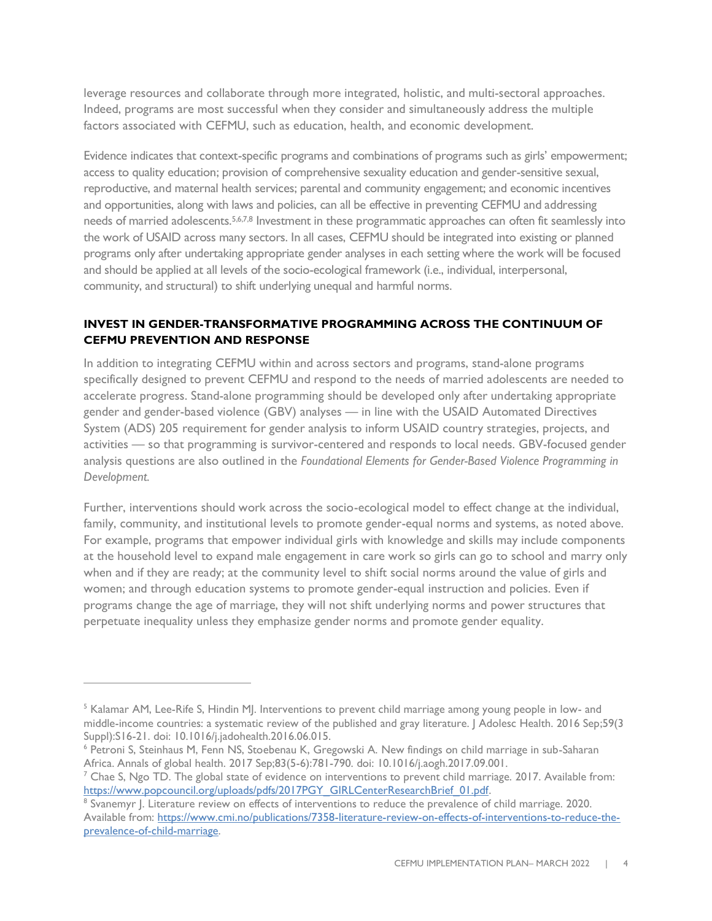leverage resources and collaborate through more integrated, holistic, and multi-sectoral approaches. Indeed, programs are most successful when they consider and simultaneously address the multiple factors associated with CEFMU, such as education, health, and economic development.

Evidence indicates that context-specific programs and combinations of programs such as girls' empowerment; access to quality education; provision of comprehensive sexuality education and gender-sensitive sexual, reproductive, and maternal health services; parental and community engagement; and economic incentives and opportunities, along with laws and policies, can all be effective in preventing CEFMU and addressing needs of married adolescents.[5,6,7,8] Investment in these programmatic approaches can often fit seamlessly into the work of USAID across many sectors. In all cases, CEFMU should be integrated into existing or planned programs only after undertaking appropriate gender analyses in each setting where the work will be focused and should be applied at all levels of the socio-ecological framework (i.e., individual, interpersonal, community, and structural) to shift underlying unequal and harmful norms.

### INVEST IN GENDER-TRANSFORMATIVE PROGRAMMING ACROSS THE CONTINUUM OF CEFMU PREVENTION AND RESPONSE

In addition to integrating CEFMU within and across sectors and programs, stand-alone programs specifically designed to prevent CEFMU and respond to the needs of married adolescents are needed to accelerate progress. Stand-alone programming should be developed only after undertaking appropriate gender and gender-based violence (GBV) analyses — in line with the USAID Automated Directives System (ADS) 205 requirement for gender analysis to inform USAID country strategies, projects, and activities — so that programming is survivor-centered and responds to local needs. GBV-focused gender analysis questions are also outlined in the *Foundational Elements for Gender-Based Violence Programming in Development.*

Further, interventions should work across the socio-ecological model to effect change at the individual, family, community, and institutional levels to promote gender-equal norms and systems, as noted above. For example, programs that empower individual girls with knowledge and skills may include components at the household level to expand male engagement in care work so girls can go to school and marry only when and if they are ready; at the community level to shift social norms around the value of girls and women; and through education systems to promote gender-equal instruction and policies. Even if programs change the age of marriage, they will not shift underlying norms and power structures that perpetuate inequality unless they emphasize gender norms and promote gender equality.

---

[5] Kalamar AM, Lee-Rife S, Hindin MJ. Interventions to prevent child marriage among young people in low- and middle-income countries: a systematic review of the published and gray literature. J Adolesc Health. 2016 Sep;59(3 Suppl):S16-21. doi: 10.1016/j.jadohealth.2016.06.015.

[6] Petroni S, Steinhaus M, Fenn NS, Stoebenau K, Gregowski A. New findings on child marriage in sub-Saharan Africa. Annals of global health. 2017 Sep;83(5-6):781-790. doi: 10.1016/j.aogh.2017.09.001.

[7] Chae S, Ngo TD. The global state of evidence on interventions to prevent child marriage. 2017. Available from: https://www.popcouncil.org/uploads/pdfs/2017PGY_GIRLCenterResearchBrief_01.pdf.

[8] Svanemyr J. Literature review on effects of interventions to reduce the prevalence of child marriage. 2020. Available from: https://www.cmi.no/publications/7358-literature-review-on-effects-of-interventions-to-reduce-the-prevalence-of-child-marriage.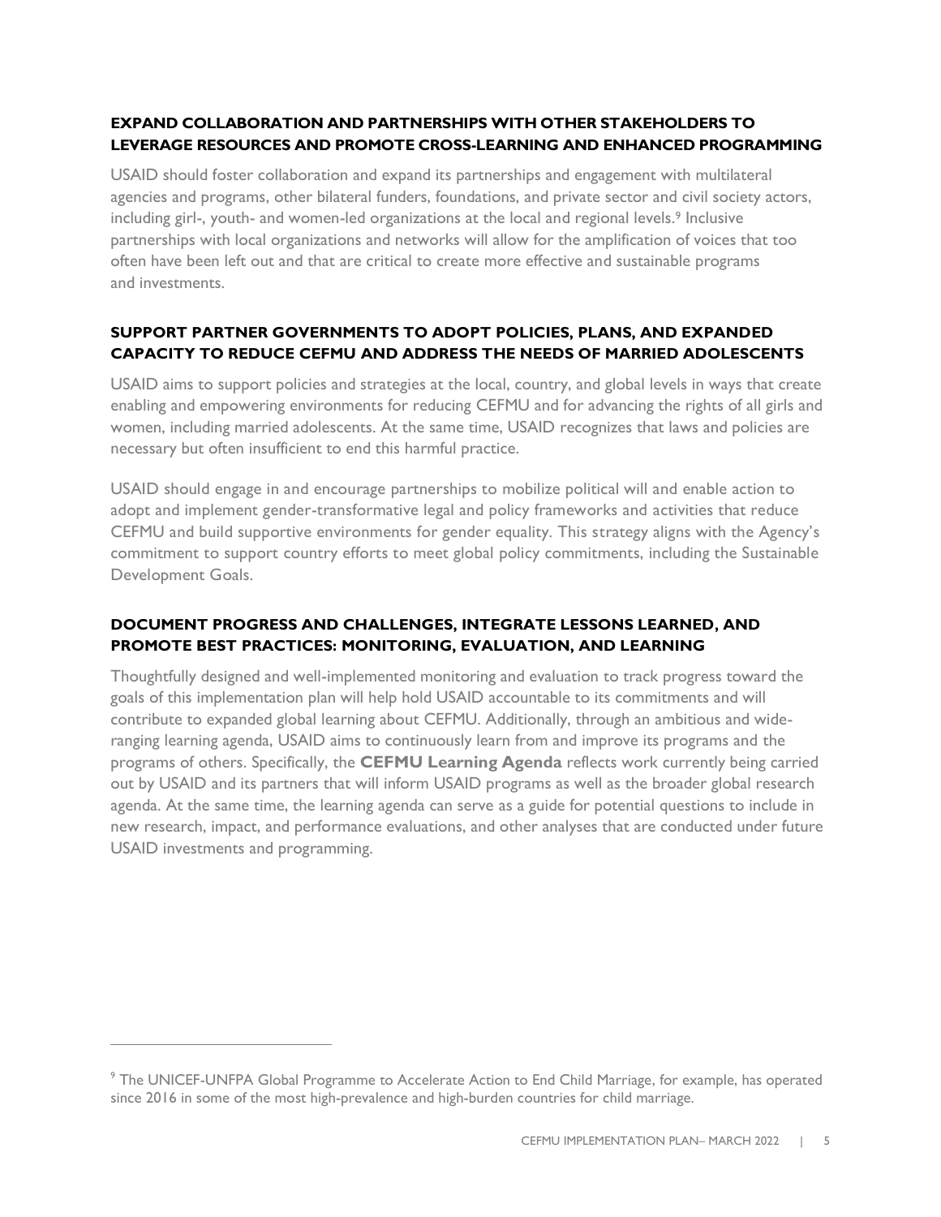### EXPAND COLLABORATION AND PARTNERSHIPS WITH OTHER STAKEHOLDERS TO LEVERAGE RESOURCES AND PROMOTE CROSS-LEARNING AND ENHANCED PROGRAMMING

USAID should foster collaboration and expand its partnerships and engagement with multilateral agencies and programs, other bilateral funders, foundations, and private sector and civil society actors, including girl-, youth- and women-led organizations at the local and regional levels.[9] Inclusive partnerships with local organizations and networks will allow for the amplification of voices that too often have been left out and that are critical to create more effective and sustainable programs and investments.

### SUPPORT PARTNER GOVERNMENTS TO ADOPT POLICIES, PLANS, AND EXPANDED CAPACITY TO REDUCE CEFMU AND ADDRESS THE NEEDS OF MARRIED ADOLESCENTS

USAID aims to support policies and strategies at the local, country, and global levels in ways that create enabling and empowering environments for reducing CEFMU and for advancing the rights of all girls and women, including married adolescents. At the same time, USAID recognizes that laws and policies are necessary but often insufficient to end this harmful practice.

USAID should engage in and encourage partnerships to mobilize political will and enable action to adopt and implement gender-transformative legal and policy frameworks and activities that reduce CEFMU and build supportive environments for gender equality. This strategy aligns with the Agency's commitment to support country efforts to meet global policy commitments, including the Sustainable Development Goals.

### DOCUMENT PROGRESS AND CHALLENGES, INTEGRATE LESSONS LEARNED, AND PROMOTE BEST PRACTICES: MONITORING, EVALUATION, AND LEARNING

Thoughtfully designed and well-implemented monitoring and evaluation to track progress toward the goals of this implementation plan will help hold USAID accountable to its commitments and will contribute to expanded global learning about CEFMU. Additionally, through an ambitious and wide-ranging learning agenda, USAID aims to continuously learn from and improve its programs and the programs of others. Specifically, the **CEFMU Learning Agenda** reflects work currently being carried out by USAID and its partners that will inform USAID programs as well as the broader global research agenda. At the same time, the learning agenda can serve as a guide for potential questions to include in new research, impact, and performance evaluations, and other analyses that are conducted under future USAID investments and programming.

---

[9] The UNICEF-UNFPA Global Programme to Accelerate Action to End Child Marriage, for example, has operated since 2016 in some of the most high-prevalence and high-burden countries for child marriage.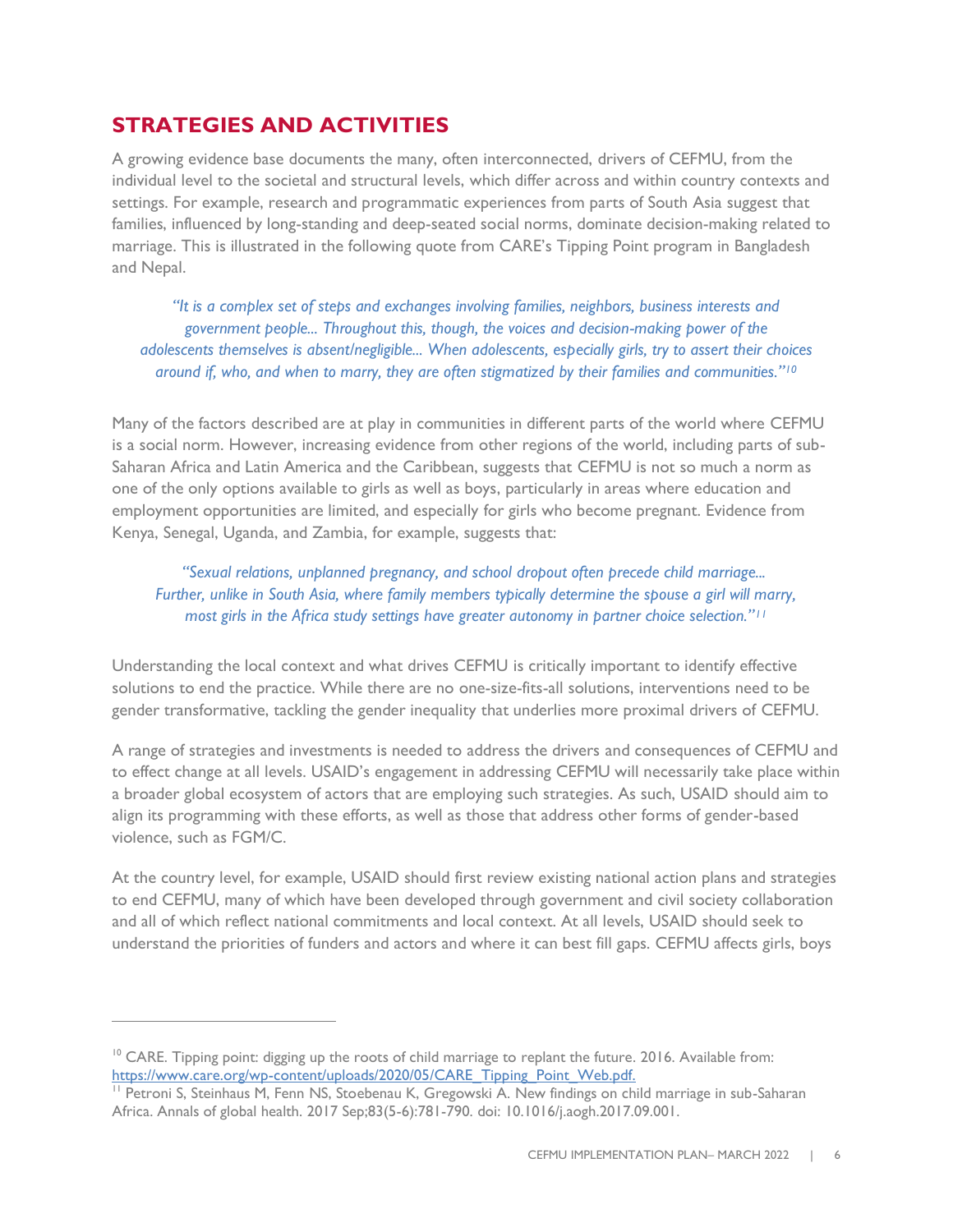## STRATEGIES AND ACTIVITIES

A growing evidence base documents the many, often interconnected, drivers of CEFMU, from the individual level to the societal and structural levels, which differ across and within country contexts and settings. For example, research and programmatic experiences from parts of South Asia suggest that families, influenced by long-standing and deep-seated social norms, dominate decision-making related to marriage. This is illustrated in the following quote from CARE's Tipping Point program in Bangladesh and Nepal.

> *"It is a complex set of steps and exchanges involving families, neighbors, business interests and government people... Throughout this, though, the voices and decision-making power of the adolescents themselves is absent/negligible... When adolescents, especially girls, try to assert their choices around if, who, and when to marry, they are often stigmatized by their families and communities."*[10]

Many of the factors described are at play in communities in different parts of the world where CEFMU is a social norm. However, increasing evidence from other regions of the world, including parts of sub-Saharan Africa and Latin America and the Caribbean, suggests that CEFMU is not so much a norm as one of the only options available to girls as well as boys, particularly in areas where education and employment opportunities are limited, and especially for girls who become pregnant. Evidence from Kenya, Senegal, Uganda, and Zambia, for example, suggests that:

> *"Sexual relations, unplanned pregnancy, and school dropout often precede child marriage... Further, unlike in South Asia, where family members typically determine the spouse a girl will marry, most girls in the Africa study settings have greater autonomy in partner choice selection."*[11]

Understanding the local context and what drives CEFMU is critically important to identify effective solutions to end the practice. While there are no one-size-fits-all solutions, interventions need to be gender transformative, tackling the gender inequality that underlies more proximal drivers of CEFMU.

A range of strategies and investments is needed to address the drivers and consequences of CEFMU and to effect change at all levels. USAID's engagement in addressing CEFMU will necessarily take place within a broader global ecosystem of actors that are employing such strategies. As such, USAID should aim to align its programming with these efforts, as well as those that address other forms of gender-based violence, such as FGM/C.

At the country level, for example, USAID should first review existing national action plans and strategies to end CEFMU, many of which have been developed through government and civil society collaboration and all of which reflect national commitments and local context. At all levels, USAID should seek to understand the priorities of funders and actors and where it can best fill gaps. CEFMU affects girls, boys

---

[10] CARE. Tipping point: digging up the roots of child marriage to replant the future. 2016. Available from: https://www.care.org/wp-content/uploads/2020/05/CARE_Tipping_Point_Web.pdf.

[11] Petroni S, Steinhaus M, Fenn NS, Stoebenau K, Gregowski A. New findings on child marriage in sub-Saharan Africa. Annals of global health. 2017 Sep;83(5-6):781-790. doi: 10.1016/j.aogh.2017.09.001.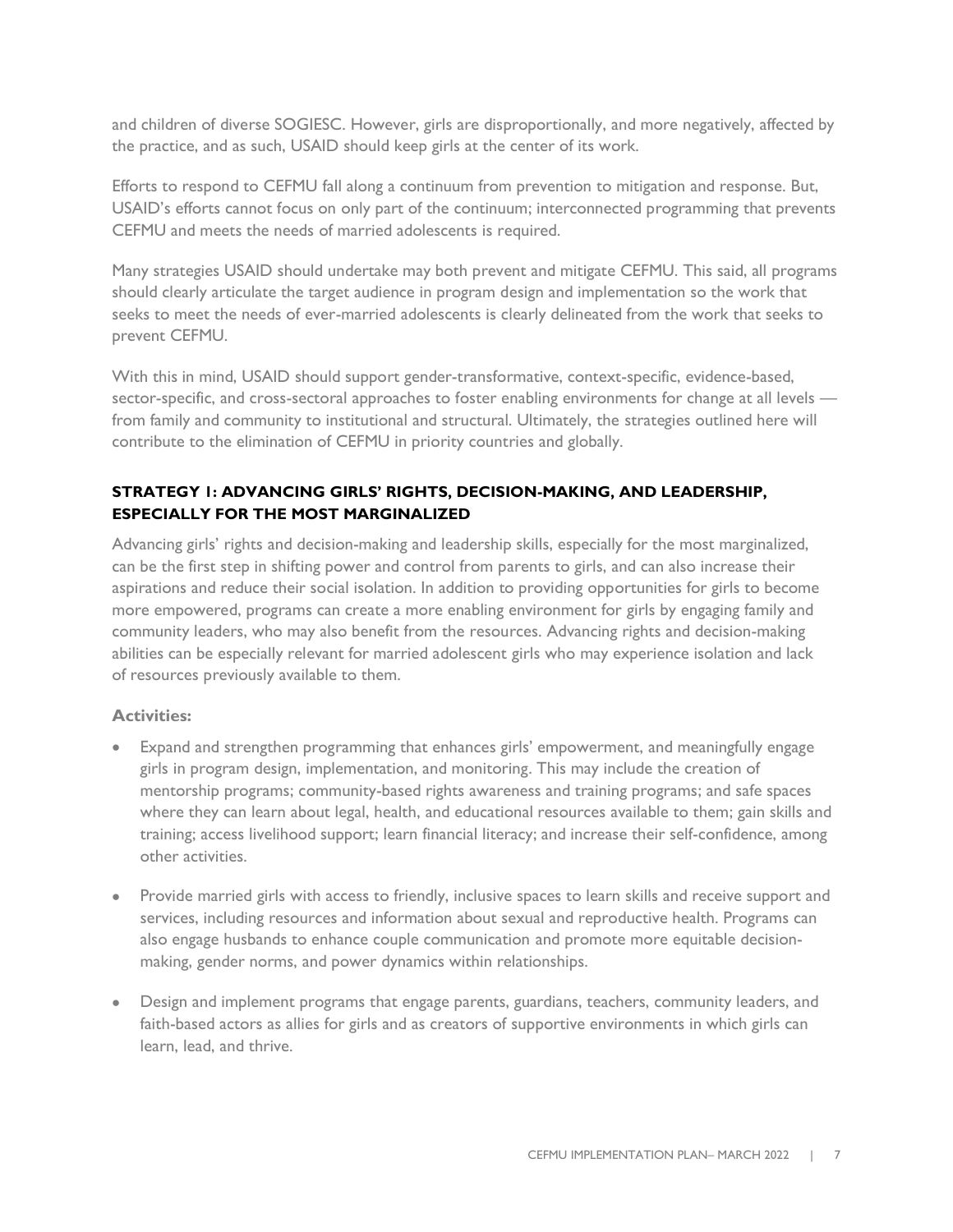and children of diverse SOGIESC. However, girls are disproportionally, and more negatively, affected by the practice, and as such, USAID should keep girls at the center of its work.

Efforts to respond to CEFMU fall along a continuum from prevention to mitigation and response. But, USAID's efforts cannot focus on only part of the continuum; interconnected programming that prevents CEFMU and meets the needs of married adolescents is required.

Many strategies USAID should undertake may both prevent and mitigate CEFMU. This said, all programs should clearly articulate the target audience in program design and implementation so the work that seeks to meet the needs of ever-married adolescents is clearly delineated from the work that seeks to prevent CEFMU.

With this in mind, USAID should support gender-transformative, context-specific, evidence-based, sector-specific, and cross-sectoral approaches to foster enabling environments for change at all levels — from family and community to institutional and structural. Ultimately, the strategies outlined here will contribute to the elimination of CEFMU in priority countries and globally.

### STRATEGY 1: ADVANCING GIRLS' RIGHTS, DECISION-MAKING, AND LEADERSHIP, ESPECIALLY FOR THE MOST MARGINALIZED

Advancing girls' rights and decision-making and leadership skills, especially for the most marginalized, can be the first step in shifting power and control from parents to girls, and can also increase their aspirations and reduce their social isolation. In addition to providing opportunities for girls to become more empowered, programs can create a more enabling environment for girls by engaging family and community leaders, who may also benefit from the resources. Advancing rights and decision-making abilities can be especially relevant for married adolescent girls who may experience isolation and lack of resources previously available to them.

#### Activities:

- Expand and strengthen programming that enhances girls' empowerment, and meaningfully engage girls in program design, implementation, and monitoring. This may include the creation of mentorship programs; community-based rights awareness and training programs; and safe spaces where they can learn about legal, health, and educational resources available to them; gain skills and training; access livelihood support; learn financial literacy; and increase their self-confidence, among other activities.
- Provide married girls with access to friendly, inclusive spaces to learn skills and receive support and services, including resources and information about sexual and reproductive health. Programs can also engage husbands to enhance couple communication and promote more equitable decision-making, gender norms, and power dynamics within relationships.
- Design and implement programs that engage parents, guardians, teachers, community leaders, and faith-based actors as allies for girls and as creators of supportive environments in which girls can learn, lead, and thrive.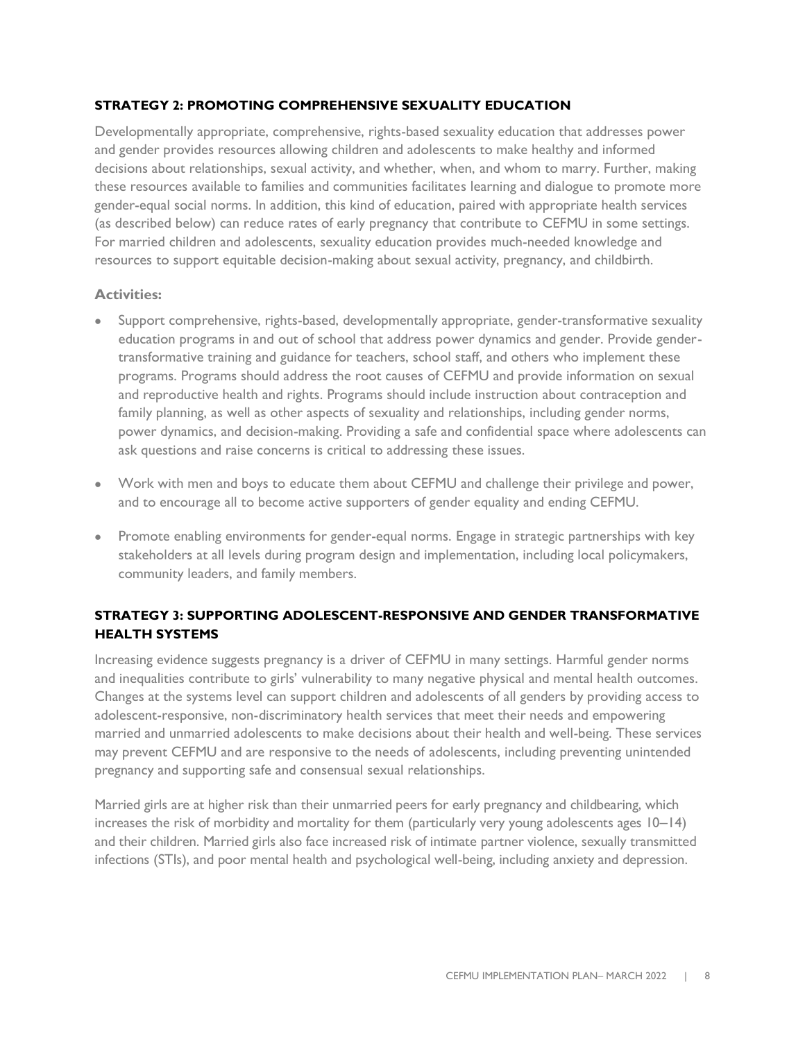### STRATEGY 2: PROMOTING COMPREHENSIVE SEXUALITY EDUCATION

Developmentally appropriate, comprehensive, rights-based sexuality education that addresses power and gender provides resources allowing children and adolescents to make healthy and informed decisions about relationships, sexual activity, and whether, when, and whom to marry. Further, making these resources available to families and communities facilitates learning and dialogue to promote more gender-equal social norms. In addition, this kind of education, paired with appropriate health services (as described below) can reduce rates of early pregnancy that contribute to CEFMU in some settings. For married children and adolescents, sexuality education provides much-needed knowledge and resources to support equitable decision-making about sexual activity, pregnancy, and childbirth.

**Activities:**

- Support comprehensive, rights-based, developmentally appropriate, gender-transformative sexuality education programs in and out of school that address power dynamics and gender. Provide gender-transformative training and guidance for teachers, school staff, and others who implement these programs. Programs should address the root causes of CEFMU and provide information on sexual and reproductive health and rights. Programs should include instruction about contraception and family planning, as well as other aspects of sexuality and relationships, including gender norms, power dynamics, and decision-making. Providing a safe and confidential space where adolescents can ask questions and raise concerns is critical to addressing these issues.
- Work with men and boys to educate them about CEFMU and challenge their privilege and power, and to encourage all to become active supporters of gender equality and ending CEFMU.
- Promote enabling environments for gender-equal norms. Engage in strategic partnerships with key stakeholders at all levels during program design and implementation, including local policymakers, community leaders, and family members.

### STRATEGY 3: SUPPORTING ADOLESCENT-RESPONSIVE AND GENDER TRANSFORMATIVE HEALTH SYSTEMS

Increasing evidence suggests pregnancy is a driver of CEFMU in many settings. Harmful gender norms and inequalities contribute to girls' vulnerability to many negative physical and mental health outcomes. Changes at the systems level can support children and adolescents of all genders by providing access to adolescent-responsive, non-discriminatory health services that meet their needs and empowering married and unmarried adolescents to make decisions about their health and well-being. These services may prevent CEFMU and are responsive to the needs of adolescents, including preventing unintended pregnancy and supporting safe and consensual sexual relationships.

Married girls are at higher risk than their unmarried peers for early pregnancy and childbearing, which increases the risk of morbidity and mortality for them (particularly very young adolescents ages 10–14) and their children. Married girls also face increased risk of intimate partner violence, sexually transmitted infections (STIs), and poor mental health and psychological well-being, including anxiety and depression.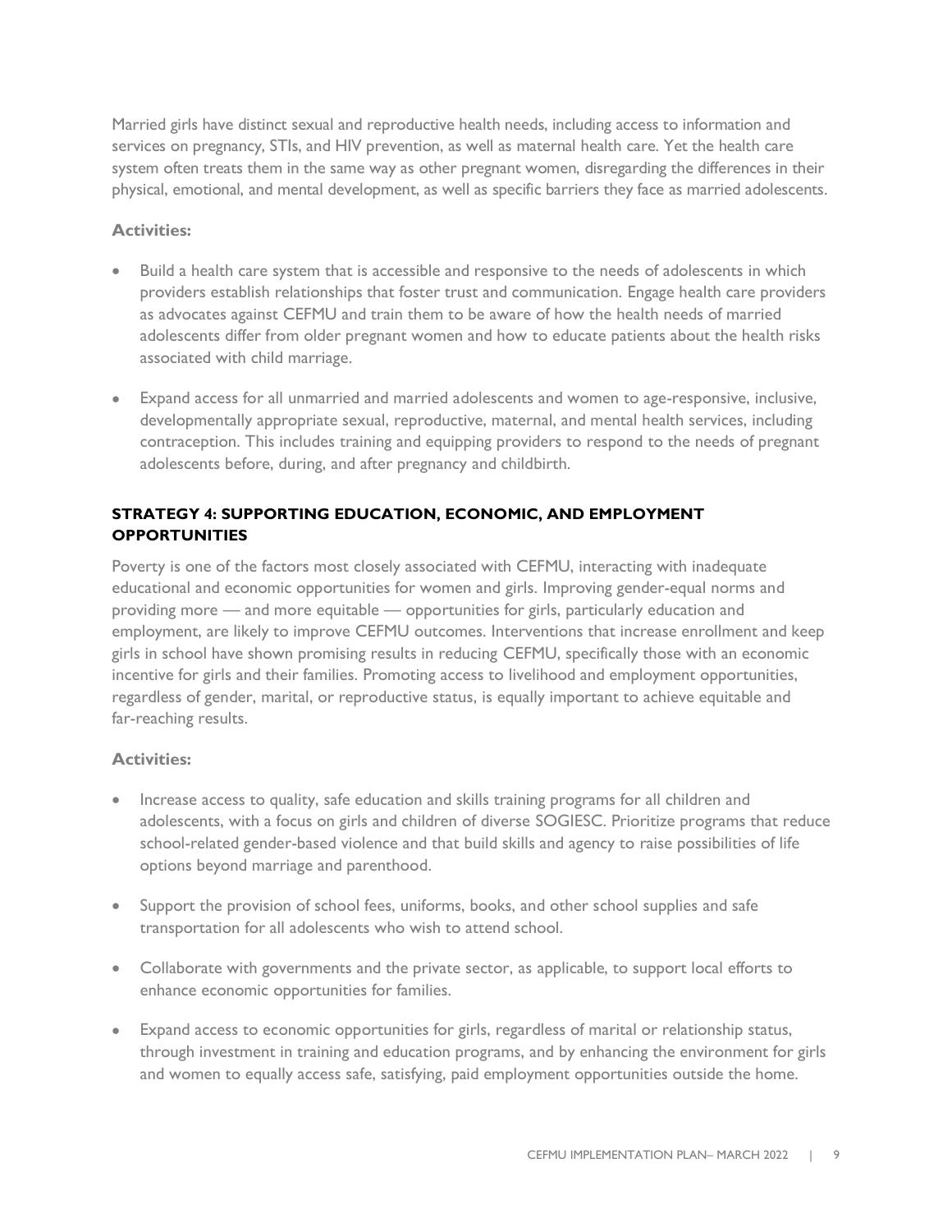Married girls have distinct sexual and reproductive health needs, including access to information and services on pregnancy, STIs, and HIV prevention, as well as maternal health care. Yet the health care system often treats them in the same way as other pregnant women, disregarding the differences in their physical, emotional, and mental development, as well as specific barriers they face as married adolescents.

**Activities:**

- Build a health care system that is accessible and responsive to the needs of adolescents in which providers establish relationships that foster trust and communication. Engage health care providers as advocates against CEFMU and train them to be aware of how the health needs of married adolescents differ from older pregnant women and how to educate patients about the health risks associated with child marriage.

- Expand access for all unmarried and married adolescents and women to age-responsive, inclusive, developmentally appropriate sexual, reproductive, maternal, and mental health services, including contraception. This includes training and equipping providers to respond to the needs of pregnant adolescents before, during, and after pregnancy and childbirth.

### STRATEGY 4: SUPPORTING EDUCATION, ECONOMIC, AND EMPLOYMENT OPPORTUNITIES

Poverty is one of the factors most closely associated with CEFMU, interacting with inadequate educational and economic opportunities for women and girls. Improving gender-equal norms and providing more — and more equitable — opportunities for girls, particularly education and employment, are likely to improve CEFMU outcomes. Interventions that increase enrollment and keep girls in school have shown promising results in reducing CEFMU, specifically those with an economic incentive for girls and their families. Promoting access to livelihood and employment opportunities, regardless of gender, marital, or reproductive status, is equally important to achieve equitable and far-reaching results.

**Activities:**

- Increase access to quality, safe education and skills training programs for all children and adolescents, with a focus on girls and children of diverse SOGIESC. Prioritize programs that reduce school-related gender-based violence and that build skills and agency to raise possibilities of life options beyond marriage and parenthood.

- Support the provision of school fees, uniforms, books, and other school supplies and safe transportation for all adolescents who wish to attend school.

- Collaborate with governments and the private sector, as applicable, to support local efforts to enhance economic opportunities for families.

- Expand access to economic opportunities for girls, regardless of marital or relationship status, through investment in training and education programs, and by enhancing the environment for girls and women to equally access safe, satisfying, paid employment opportunities outside the home.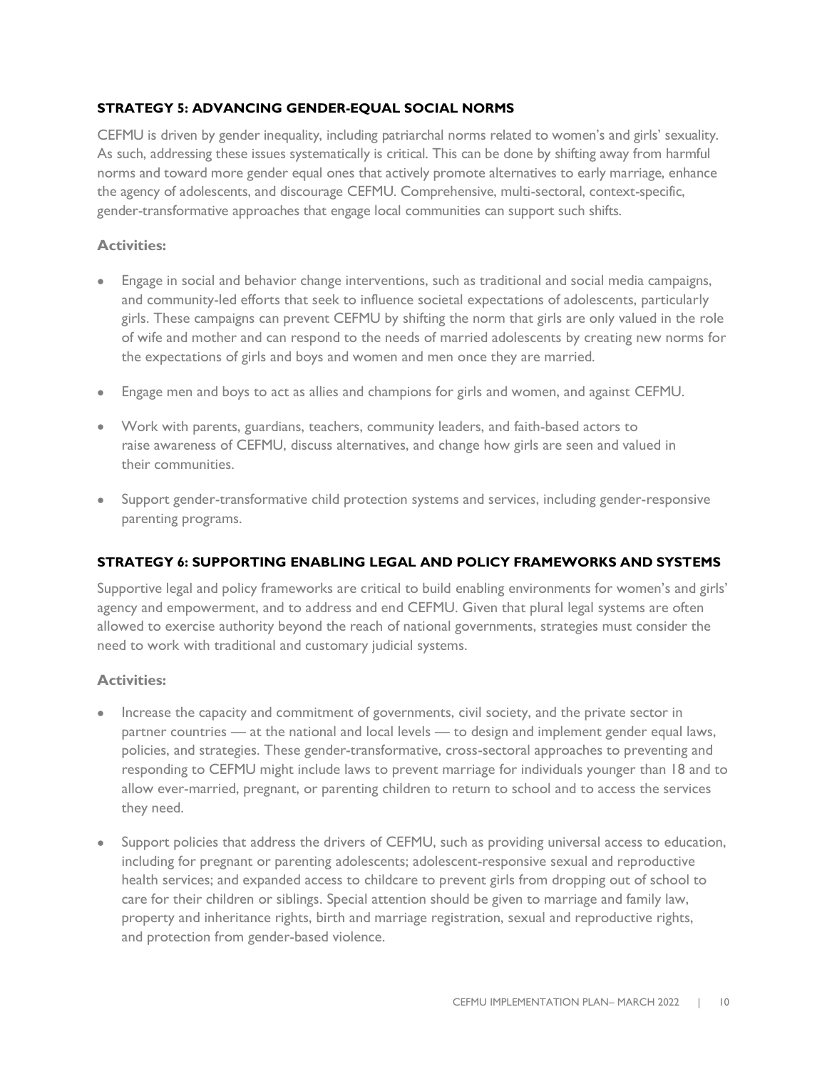### STRATEGY 5: ADVANCING GENDER-EQUAL SOCIAL NORMS

CEFMU is driven by gender inequality, including patriarchal norms related to women's and girls' sexuality. As such, addressing these issues systematically is critical. This can be done by shifting away from harmful norms and toward more gender equal ones that actively promote alternatives to early marriage, enhance the agency of adolescents, and discourage CEFMU. Comprehensive, multi-sectoral, context-specific, gender-transformative approaches that engage local communities can support such shifts.

**Activities:**

- Engage in social and behavior change interventions, such as traditional and social media campaigns, and community-led efforts that seek to influence societal expectations of adolescents, particularly girls. These campaigns can prevent CEFMU by shifting the norm that girls are only valued in the role of wife and mother and can respond to the needs of married adolescents by creating new norms for the expectations of girls and boys and women and men once they are married.
- Engage men and boys to act as allies and champions for girls and women, and against CEFMU.
- Work with parents, guardians, teachers, community leaders, and faith-based actors to raise awareness of CEFMU, discuss alternatives, and change how girls are seen and valued in their communities.
- Support gender-transformative child protection systems and services, including gender-responsive parenting programs.

### STRATEGY 6: SUPPORTING ENABLING LEGAL AND POLICY FRAMEWORKS AND SYSTEMS

Supportive legal and policy frameworks are critical to build enabling environments for women's and girls' agency and empowerment, and to address and end CEFMU. Given that plural legal systems are often allowed to exercise authority beyond the reach of national governments, strategies must consider the need to work with traditional and customary judicial systems.

**Activities:**

- Increase the capacity and commitment of governments, civil society, and the private sector in partner countries — at the national and local levels — to design and implement gender equal laws, policies, and strategies. These gender-transformative, cross-sectoral approaches to preventing and responding to CEFMU might include laws to prevent marriage for individuals younger than 18 and to allow ever-married, pregnant, or parenting children to return to school and to access the services they need.
- Support policies that address the drivers of CEFMU, such as providing universal access to education, including for pregnant or parenting adolescents; adolescent-responsive sexual and reproductive health services; and expanded access to childcare to prevent girls from dropping out of school to care for their children or siblings. Special attention should be given to marriage and family law, property and inheritance rights, birth and marriage registration, sexual and reproductive rights, and protection from gender-based violence.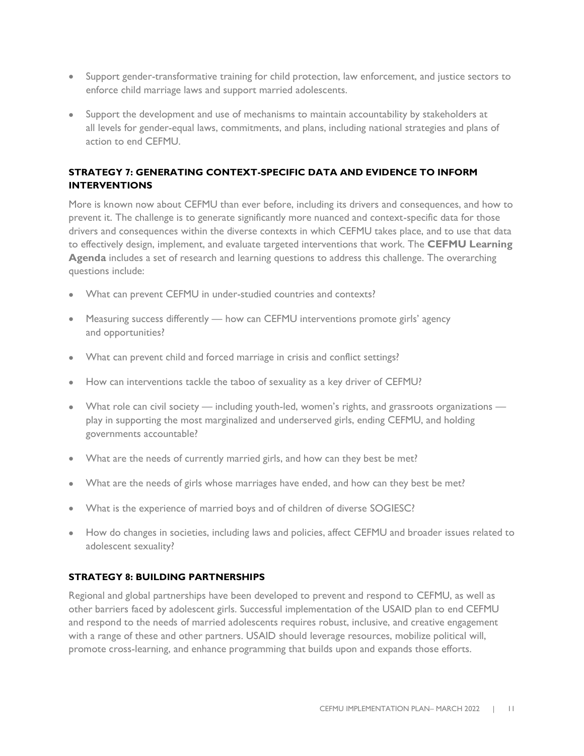- Support gender-transformative training for child protection, law enforcement, and justice sectors to enforce child marriage laws and support married adolescents.
- Support the development and use of mechanisms to maintain accountability by stakeholders at all levels for gender-equal laws, commitments, and plans, including national strategies and plans of action to end CEFMU.

### STRATEGY 7: GENERATING CONTEXT-SPECIFIC DATA AND EVIDENCE TO INFORM INTERVENTIONS

More is known now about CEFMU than ever before, including its drivers and consequences, and how to prevent it. The challenge is to generate significantly more nuanced and context-specific data for those drivers and consequences within the diverse contexts in which CEFMU takes place, and to use that data to effectively design, implement, and evaluate targeted interventions that work. The **CEFMU Learning Agenda** includes a set of research and learning questions to address this challenge. The overarching questions include:

- What can prevent CEFMU in under-studied countries and contexts?
- Measuring success differently — how can CEFMU interventions promote girls' agency and opportunities?
- What can prevent child and forced marriage in crisis and conflict settings?
- How can interventions tackle the taboo of sexuality as a key driver of CEFMU?
- What role can civil society — including youth-led, women's rights, and grassroots organizations — play in supporting the most marginalized and underserved girls, ending CEFMU, and holding governments accountable?
- What are the needs of currently married girls, and how can they best be met?
- What are the needs of girls whose marriages have ended, and how can they best be met?
- What is the experience of married boys and of children of diverse SOGIESC?
- How do changes in societies, including laws and policies, affect CEFMU and broader issues related to adolescent sexuality?

### STRATEGY 8: BUILDING PARTNERSHIPS

Regional and global partnerships have been developed to prevent and respond to CEFMU, as well as other barriers faced by adolescent girls. Successful implementation of the USAID plan to end CEFMU and respond to the needs of married adolescents requires robust, inclusive, and creative engagement with a range of these and other partners. USAID should leverage resources, mobilize political will, promote cross-learning, and enhance programming that builds upon and expands those efforts.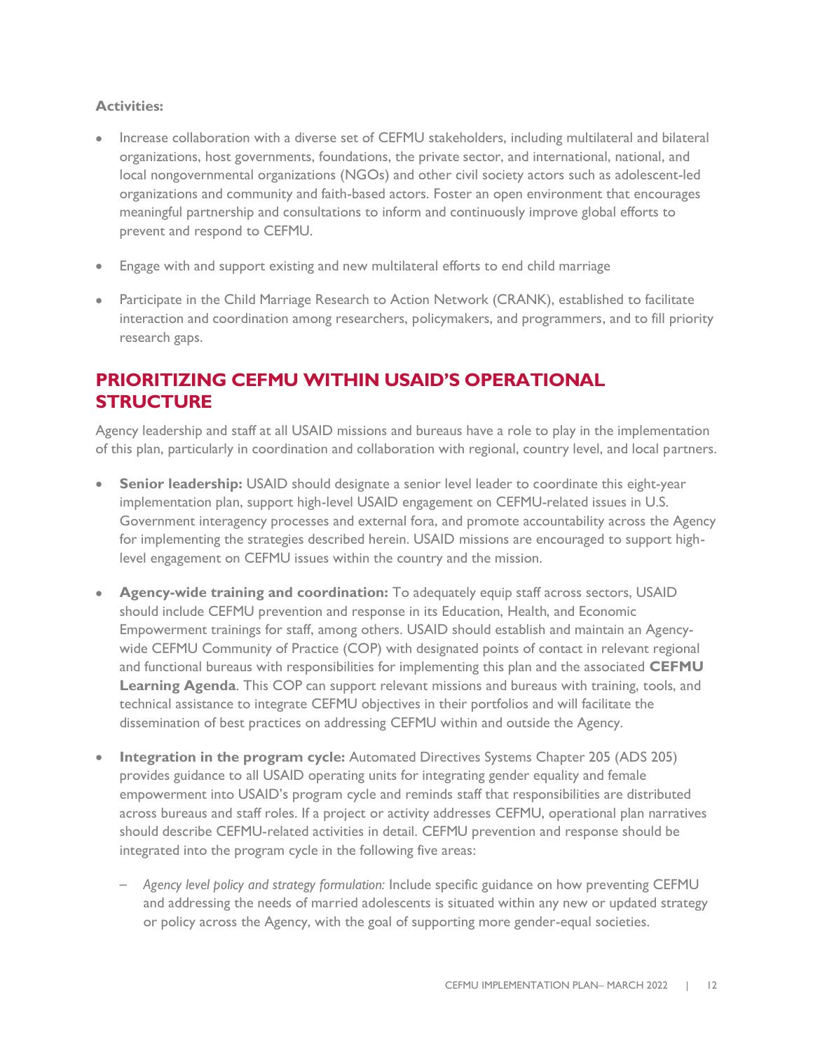**Activities:**

- Increase collaboration with a diverse set of CEFMU stakeholders, including multilateral and bilateral organizations, host governments, foundations, the private sector, and international, national, and local nongovernmental organizations (NGOs) and other civil society actors such as adolescent-led organizations and community and faith-based actors. Foster an open environment that encourages meaningful partnership and consultations to inform and continuously improve global efforts to prevent and respond to CEFMU.

- Engage with and support existing and new multilateral efforts to end child marriage

- Participate in the Child Marriage Research to Action Network (CRANK), established to facilitate interaction and coordination among researchers, policymakers, and programmers, and to fill priority research gaps.

## PRIORITIZING CEFMU WITHIN USAID'S OPERATIONAL STRUCTURE

Agency leadership and staff at all USAID missions and bureaus have a role to play in the implementation of this plan, particularly in coordination and collaboration with regional, country level, and local partners.

- **Senior leadership:** USAID should designate a senior level leader to coordinate this eight-year implementation plan, support high-level USAID engagement on CEFMU-related issues in U.S. Government interagency processes and external fora, and promote accountability across the Agency for implementing the strategies described herein. USAID missions are encouraged to support high-level engagement on CEFMU issues within the country and the mission.

- **Agency-wide training and coordination:** To adequately equip staff across sectors, USAID should include CEFMU prevention and response in its Education, Health, and Economic Empowerment trainings for staff, among others. USAID should establish and maintain an Agency-wide CEFMU Community of Practice (COP) with designated points of contact in relevant regional and functional bureaus with responsibilities for implementing this plan and the associated **CEFMU Learning Agenda**. This COP can support relevant missions and bureaus with training, tools, and technical assistance to integrate CEFMU objectives in their portfolios and will facilitate the dissemination of best practices on addressing CEFMU within and outside the Agency.

- **Integration in the program cycle:** Automated Directives Systems Chapter 205 (ADS 205) provides guidance to all USAID operating units for integrating gender equality and female empowerment into USAID's program cycle and reminds staff that responsibilities are distributed across bureaus and staff roles. If a project or activity addresses CEFMU, operational plan narratives should describe CEFMU-related activities in detail. CEFMU prevention and response should be integrated into the program cycle in the following five areas:

  - *Agency level policy and strategy formulation:* Include specific guidance on how preventing CEFMU and addressing the needs of married adolescents is situated within any new or updated strategy or policy across the Agency, with the goal of supporting more gender-equal societies.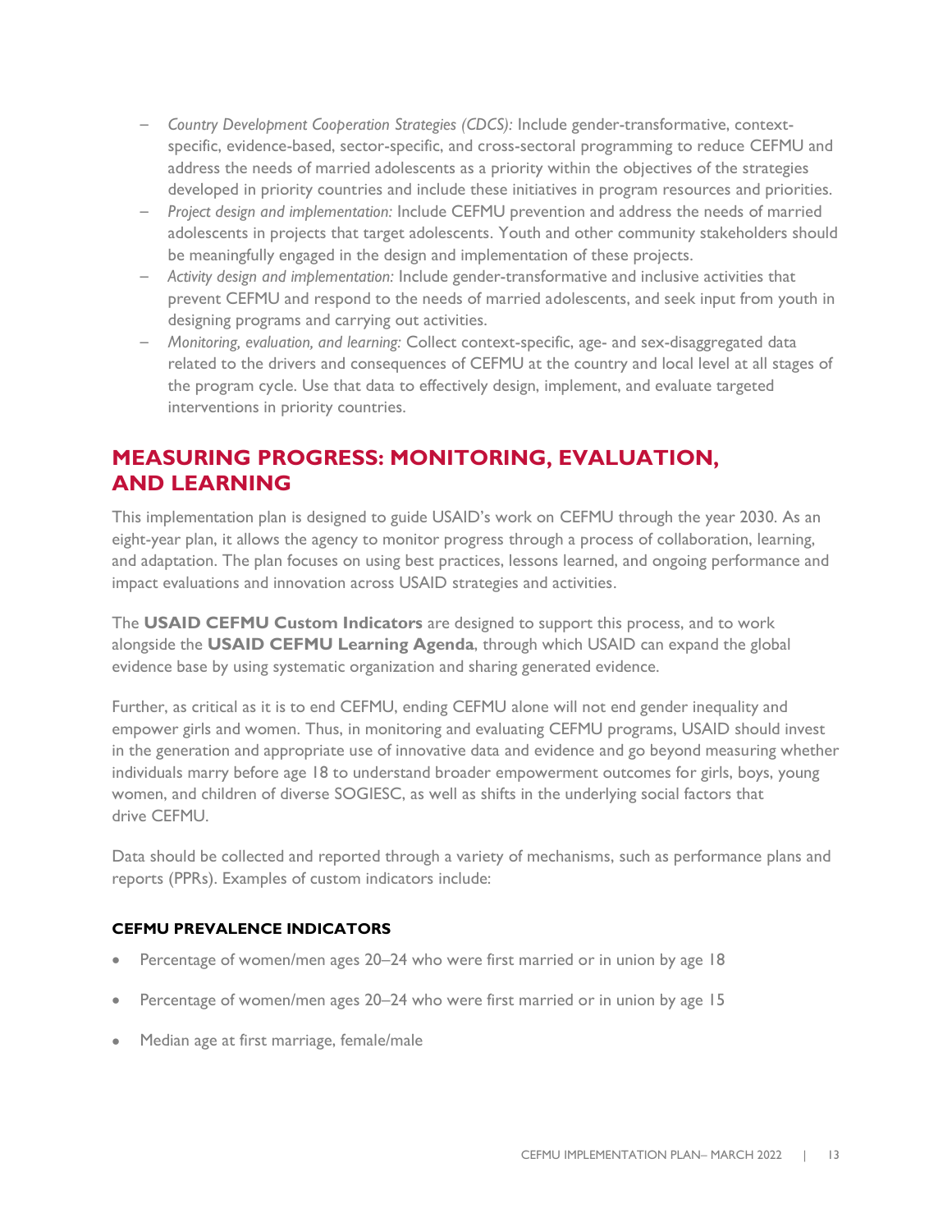- *Country Development Cooperation Strategies (CDCS):* Include gender-transformative, context-specific, evidence-based, sector-specific, and cross-sectoral programming to reduce CEFMU and address the needs of married adolescents as a priority within the objectives of the strategies developed in priority countries and include these initiatives in program resources and priorities.
- *Project design and implementation:* Include CEFMU prevention and address the needs of married adolescents in projects that target adolescents. Youth and other community stakeholders should be meaningfully engaged in the design and implementation of these projects.
- *Activity design and implementation:* Include gender-transformative and inclusive activities that prevent CEFMU and respond to the needs of married adolescents, and seek input from youth in designing programs and carrying out activities.
- *Monitoring, evaluation, and learning:* Collect context-specific, age- and sex-disaggregated data related to the drivers and consequences of CEFMU at the country and local level at all stages of the program cycle. Use that data to effectively design, implement, and evaluate targeted interventions in priority countries.

## MEASURING PROGRESS: MONITORING, EVALUATION, AND LEARNING

This implementation plan is designed to guide USAID's work on CEFMU through the year 2030. As an eight-year plan, it allows the agency to monitor progress through a process of collaboration, learning, and adaptation. The plan focuses on using best practices, lessons learned, and ongoing performance and impact evaluations and innovation across USAID strategies and activities.

The **USAID CEFMU Custom Indicators** are designed to support this process, and to work alongside the **USAID CEFMU Learning Agenda**, through which USAID can expand the global evidence base by using systematic organization and sharing generated evidence.

Further, as critical as it is to end CEFMU, ending CEFMU alone will not end gender inequality and empower girls and women. Thus, in monitoring and evaluating CEFMU programs, USAID should invest in the generation and appropriate use of innovative data and evidence and go beyond measuring whether individuals marry before age 18 to understand broader empowerment outcomes for girls, boys, young women, and children of diverse SOGIESC, as well as shifts in the underlying social factors that drive CEFMU.

Data should be collected and reported through a variety of mechanisms, such as performance plans and reports (PPRs). Examples of custom indicators include:

### CEFMU PREVALENCE INDICATORS

- Percentage of women/men ages 20–24 who were first married or in union by age 18
- Percentage of women/men ages 20–24 who were first married or in union by age 15
- Median age at first marriage, female/male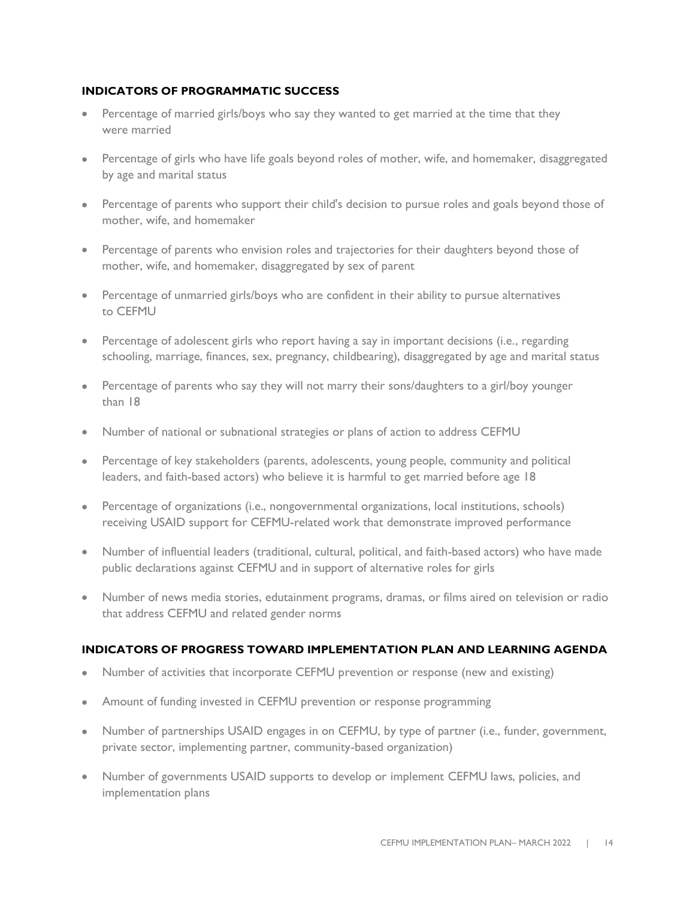### INDICATORS OF PROGRAMMATIC SUCCESS

- Percentage of married girls/boys who say they wanted to get married at the time that they were married
- Percentage of girls who have life goals beyond roles of mother, wife, and homemaker, disaggregated by age and marital status
- Percentage of parents who support their child's decision to pursue roles and goals beyond those of mother, wife, and homemaker
- Percentage of parents who envision roles and trajectories for their daughters beyond those of mother, wife, and homemaker, disaggregated by sex of parent
- Percentage of unmarried girls/boys who are confident in their ability to pursue alternatives to CEFMU
- Percentage of adolescent girls who report having a say in important decisions (i.e., regarding schooling, marriage, finances, sex, pregnancy, childbearing), disaggregated by age and marital status
- Percentage of parents who say they will not marry their sons/daughters to a girl/boy younger than 18
- Number of national or subnational strategies or plans of action to address CEFMU
- Percentage of key stakeholders (parents, adolescents, young people, community and political leaders, and faith-based actors) who believe it is harmful to get married before age 18
- Percentage of organizations (i.e., nongovernmental organizations, local institutions, schools) receiving USAID support for CEFMU-related work that demonstrate improved performance
- Number of influential leaders (traditional, cultural, political, and faith-based actors) who have made public declarations against CEFMU and in support of alternative roles for girls
- Number of news media stories, edutainment programs, dramas, or films aired on television or radio that address CEFMU and related gender norms

### INDICATORS OF PROGRESS TOWARD IMPLEMENTATION PLAN AND LEARNING AGENDA

- Number of activities that incorporate CEFMU prevention or response (new and existing)
- Amount of funding invested in CEFMU prevention or response programming
- Number of partnerships USAID engages in on CEFMU, by type of partner (i.e., funder, government, private sector, implementing partner, community-based organization)
- Number of governments USAID supports to develop or implement CEFMU laws, policies, and implementation plans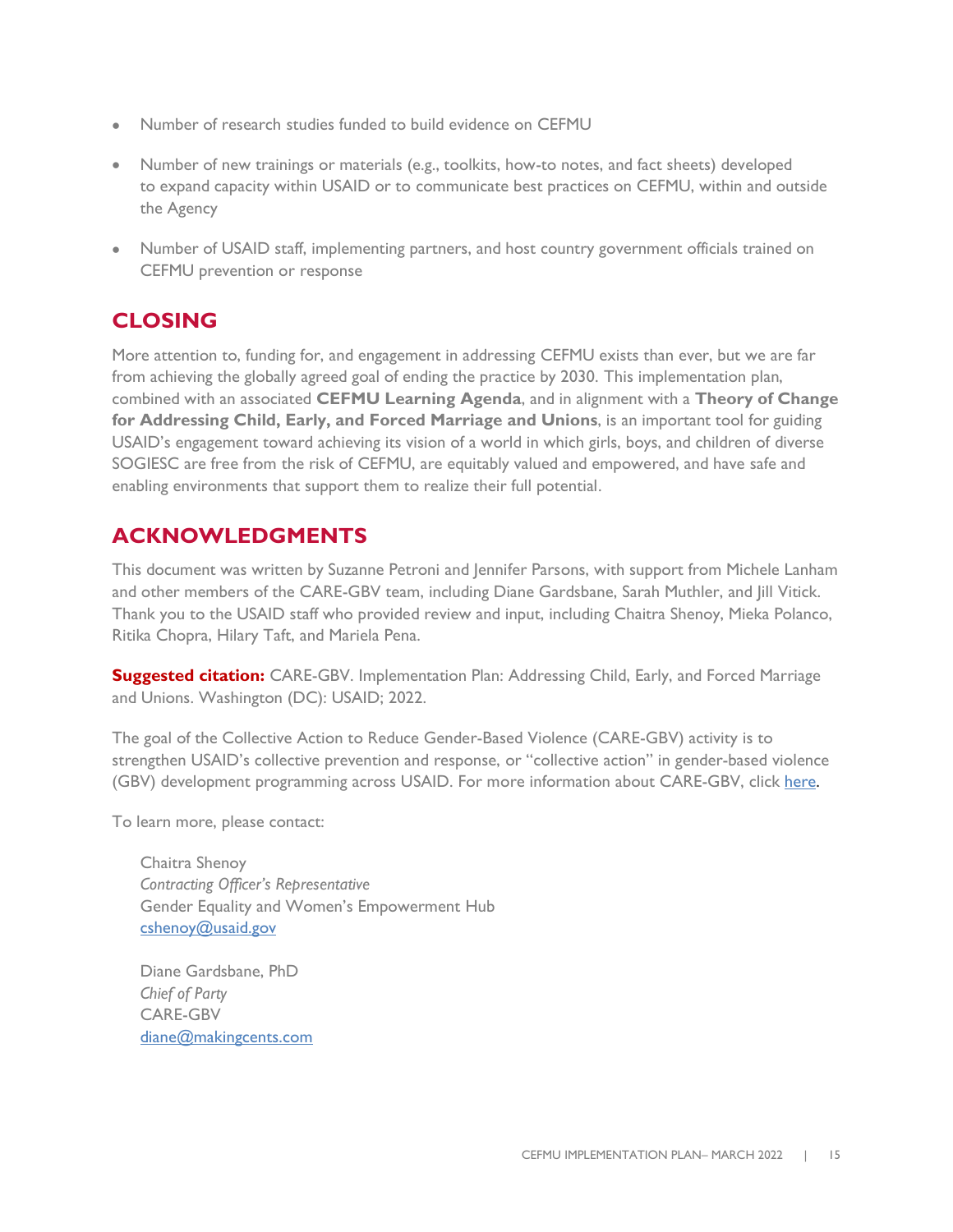- Number of research studies funded to build evidence on CEFMU
- Number of new trainings or materials (e.g., toolkits, how-to notes, and fact sheets) developed to expand capacity within USAID or to communicate best practices on CEFMU, within and outside the Agency
- Number of USAID staff, implementing partners, and host country government officials trained on CEFMU prevention or response

## CLOSING

More attention to, funding for, and engagement in addressing CEFMU exists than ever, but we are far from achieving the globally agreed goal of ending the practice by 2030. This implementation plan, combined with an associated **CEFMU Learning Agenda**, and in alignment with a **Theory of Change for Addressing Child, Early, and Forced Marriage and Unions**, is an important tool for guiding USAID's engagement toward achieving its vision of a world in which girls, boys, and children of diverse SOGIESC are free from the risk of CEFMU, are equitably valued and empowered, and have safe and enabling environments that support them to realize their full potential.

## ACKNOWLEDGMENTS

This document was written by Suzanne Petroni and Jennifer Parsons, with support from Michele Lanham and other members of the CARE-GBV team, including Diane Gardsbane, Sarah Muthler, and Jill Vitick. Thank you to the USAID staff who provided review and input, including Chaitra Shenoy, Mieka Polanco, Ritika Chopra, Hilary Taft, and Mariela Pena.

**Suggested citation:** CARE-GBV. Implementation Plan: Addressing Child, Early, and Forced Marriage and Unions. Washington (DC): USAID; 2022.

The goal of the Collective Action to Reduce Gender-Based Violence (CARE-GBV) activity is to strengthen USAID's collective prevention and response, or "collective action" in gender-based violence (GBV) development programming across USAID. For more information about CARE-GBV, click here.

To learn more, please contact:

Chaitra Shenoy
*Contracting Officer's Representative*
Gender Equality and Women's Empowerment Hub
cshenoy@usaid.gov

Diane Gardsbane, PhD
*Chief of Party*
CARE-GBV
diane@makingcents.com